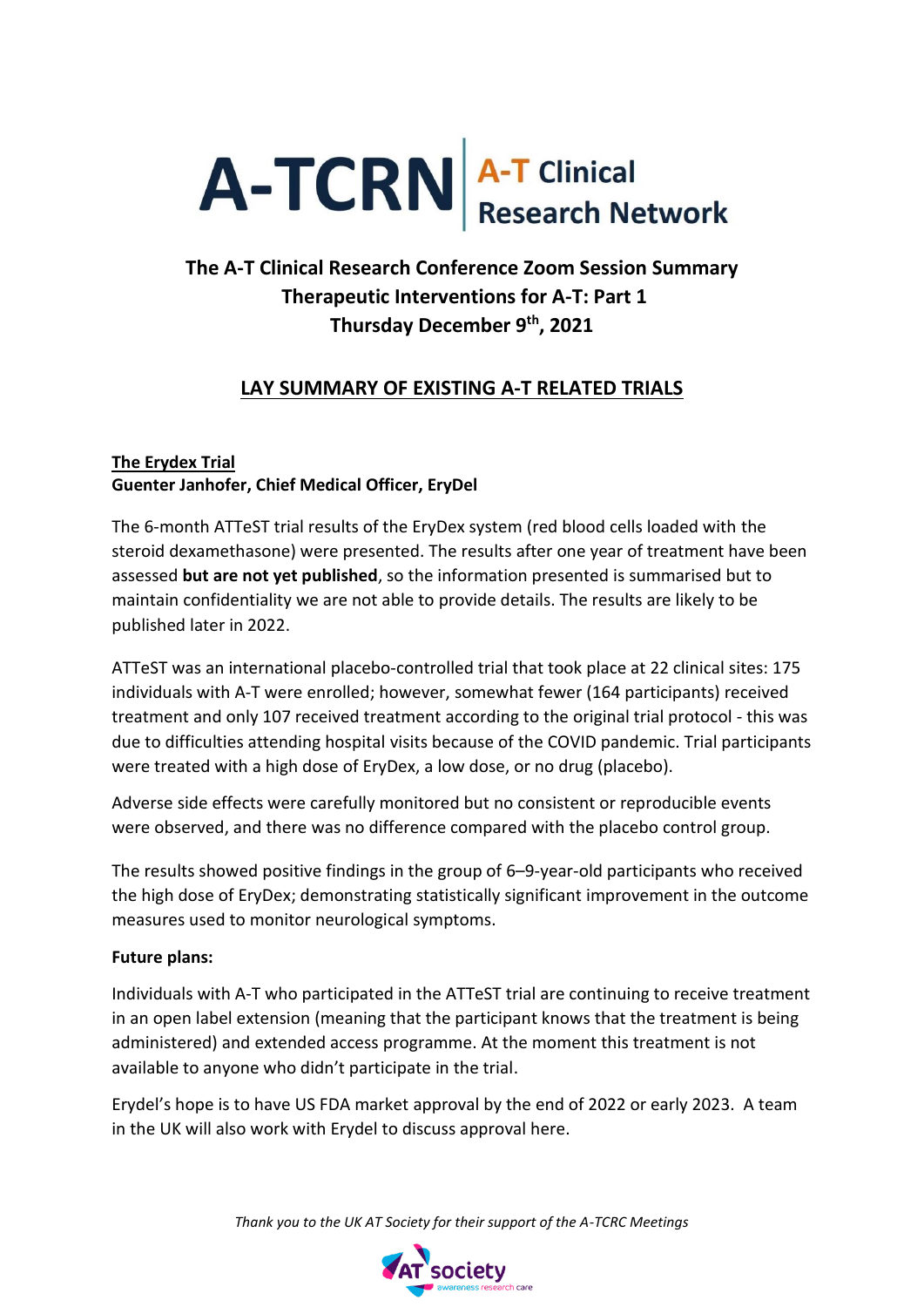# A-TCRN | A-T Clinical Research Network

## The A-T Clinical Research Conference Zoom Session Summary
## Therapeutic Interventions for A-T: Part 1
## Thursday December 9th, 2021

## LAY SUMMARY OF EXISTING A-T RELATED TRIALS

### The Erydex Trial
**Guenter Janhofer, Chief Medical Officer, EryDel**

The 6-month ATTeST trial results of the EryDex system (red blood cells loaded with the steroid dexamethasone) were presented. The results after one year of treatment have been assessed **but are not yet published**, so the information presented is summarised but to maintain confidentiality we are not able to provide details. The results are likely to be published later in 2022.

ATTeST was an international placebo-controlled trial that took place at 22 clinical sites: 175 individuals with A-T were enrolled; however, somewhat fewer (164 participants) received treatment and only 107 received treatment according to the original trial protocol - this was due to difficulties attending hospital visits because of the COVID pandemic. Trial participants were treated with a high dose of EryDex, a low dose, or no drug (placebo).

Adverse side effects were carefully monitored but no consistent or reproducible events were observed, and there was no difference compared with the placebo control group.

The results showed positive findings in the group of 6–9-year-old participants who received the high dose of EryDex; demonstrating statistically significant improvement in the outcome measures used to monitor neurological symptoms.

**Future plans:**

Individuals with A-T who participated in the ATTeST trial are continuing to receive treatment in an open label extension (meaning that the participant knows that the treatment is being administered) and extended access programme. At the moment this treatment is not available to anyone who didn't participate in the trial.

Erydel's hope is to have US FDA market approval by the end of 2022 or early 2023. A team in the UK will also work with Erydel to discuss approval here.

*Thank you to the UK AT Society for their support of the A-TCRC Meetings*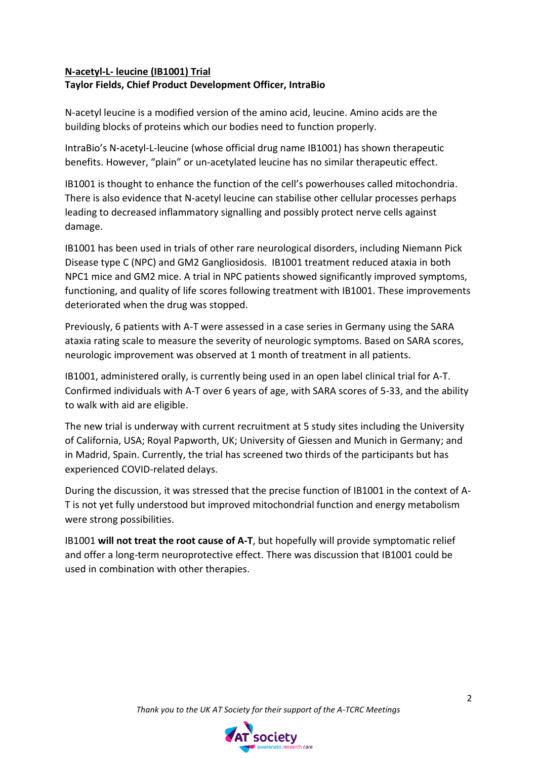**<u>N-acetyl-L- leucine (IB1001) Trial</u>**
**Taylor Fields, Chief Product Development Officer, IntraBio**

N-acetyl leucine is a modified version of the amino acid, leucine. Amino acids are the building blocks of proteins which our bodies need to function properly.

IntraBio's N-acetyl-L-leucine (whose official drug name IB1001) has shown therapeutic benefits. However, "plain" or un-acetylated leucine has no similar therapeutic effect.

IB1001 is thought to enhance the function of the cell's powerhouses called mitochondria. There is also evidence that N-acetyl leucine can stabilise other cellular processes perhaps leading to decreased inflammatory signalling and possibly protect nerve cells against damage.

IB1001 has been used in trials of other rare neurological disorders, including Niemann Pick Disease type C (NPC) and GM2 Gangliosidosis. IB1001 treatment reduced ataxia in both NPC1 mice and GM2 mice. A trial in NPC patients showed significantly improved symptoms, functioning, and quality of life scores following treatment with IB1001. These improvements deteriorated when the drug was stopped.

Previously, 6 patients with A-T were assessed in a case series in Germany using the SARA ataxia rating scale to measure the severity of neurologic symptoms. Based on SARA scores, neurologic improvement was observed at 1 month of treatment in all patients.

IB1001, administered orally, is currently being used in an open label clinical trial for A-T. Confirmed individuals with A-T over 6 years of age, with SARA scores of 5-33, and the ability to walk with aid are eligible.

The new trial is underway with current recruitment at 5 study sites including the University of California, USA; Royal Papworth, UK; University of Giessen and Munich in Germany; and in Madrid, Spain. Currently, the trial has screened two thirds of the participants but has experienced COVID-related delays.

During the discussion, it was stressed that the precise function of IB1001 in the context of A-T is not yet fully understood but improved mitochondrial function and energy metabolism were strong possibilities.

IB1001 **will not treat the root cause of A-T**, but hopefully will provide symptomatic relief and offer a long-term neuroprotective effect. There was discussion that IB1001 could be used in combination with other therapies.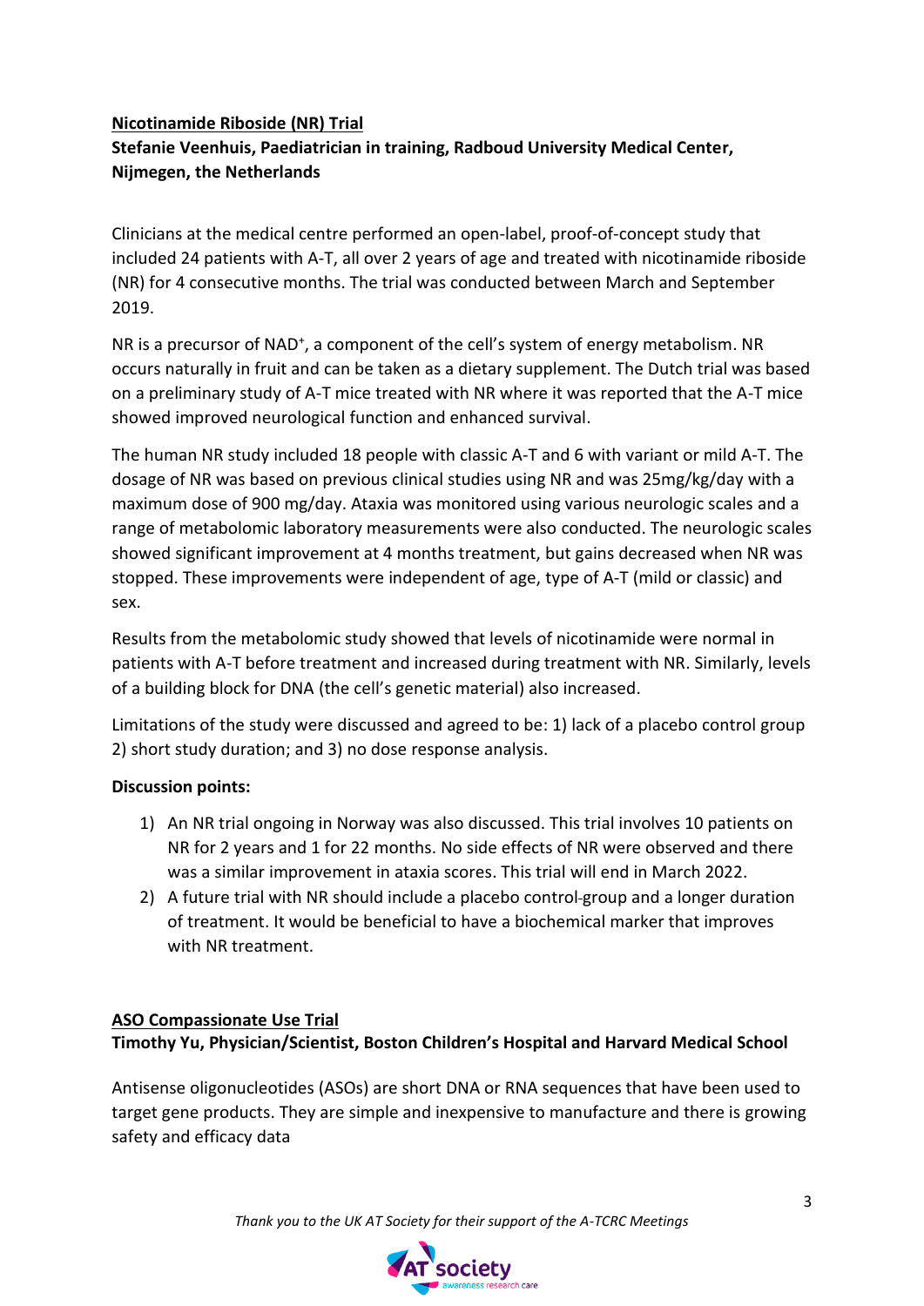**Nicotinamide Riboside (NR) Trial**

**Stefanie Veenhuis, Paediatrician in training, Radboud University Medical Center, Nijmegen, the Netherlands**

Clinicians at the medical centre performed an open-label, proof-of-concept study that included 24 patients with A-T, all over 2 years of age and treated with nicotinamide riboside (NR) for 4 consecutive months. The trial was conducted between March and September 2019.

NR is a precursor of $NAD^+$, a component of the cell's system of energy metabolism. NR occurs naturally in fruit and can be taken as a dietary supplement. The Dutch trial was based on a preliminary study of A-T mice treated with NR where it was reported that the A-T mice showed improved neurological function and enhanced survival.

The human NR study included 18 people with classic A-T and 6 with variant or mild A-T. The dosage of NR was based on previous clinical studies using NR and was 25mg/kg/day with a maximum dose of 900 mg/day. Ataxia was monitored using various neurologic scales and a range of metabolomic laboratory measurements were also conducted. The neurologic scales showed significant improvement at 4 months treatment, but gains decreased when NR was stopped. These improvements were independent of age, type of A-T (mild or classic) and sex.

Results from the metabolomic study showed that levels of nicotinamide were normal in patients with A-T before treatment and increased during treatment with NR. Similarly, levels of a building block for DNA (the cell's genetic material) also increased.

Limitations of the study were discussed and agreed to be: 1) lack of a placebo control group 2) short study duration; and 3) no dose response analysis.

**Discussion points:**

1) An NR trial ongoing in Norway was also discussed. This trial involves 10 patients on NR for 2 years and 1 for 22 months. No side effects of NR were observed and there was a similar improvement in ataxia scores. This trial will end in March 2022.
2) A future trial with NR should include a placebo control-group and a longer duration of treatment. It would be beneficial to have a biochemical marker that improves with NR treatment.

**ASO Compassionate Use Trial**

**Timothy Yu, Physician/Scientist, Boston Children's Hospital and Harvard Medical School**

Antisense oligonucleotides (ASOs) are short DNA or RNA sequences that have been used to target gene products. They are simple and inexpensive to manufacture and there is growing safety and efficacy data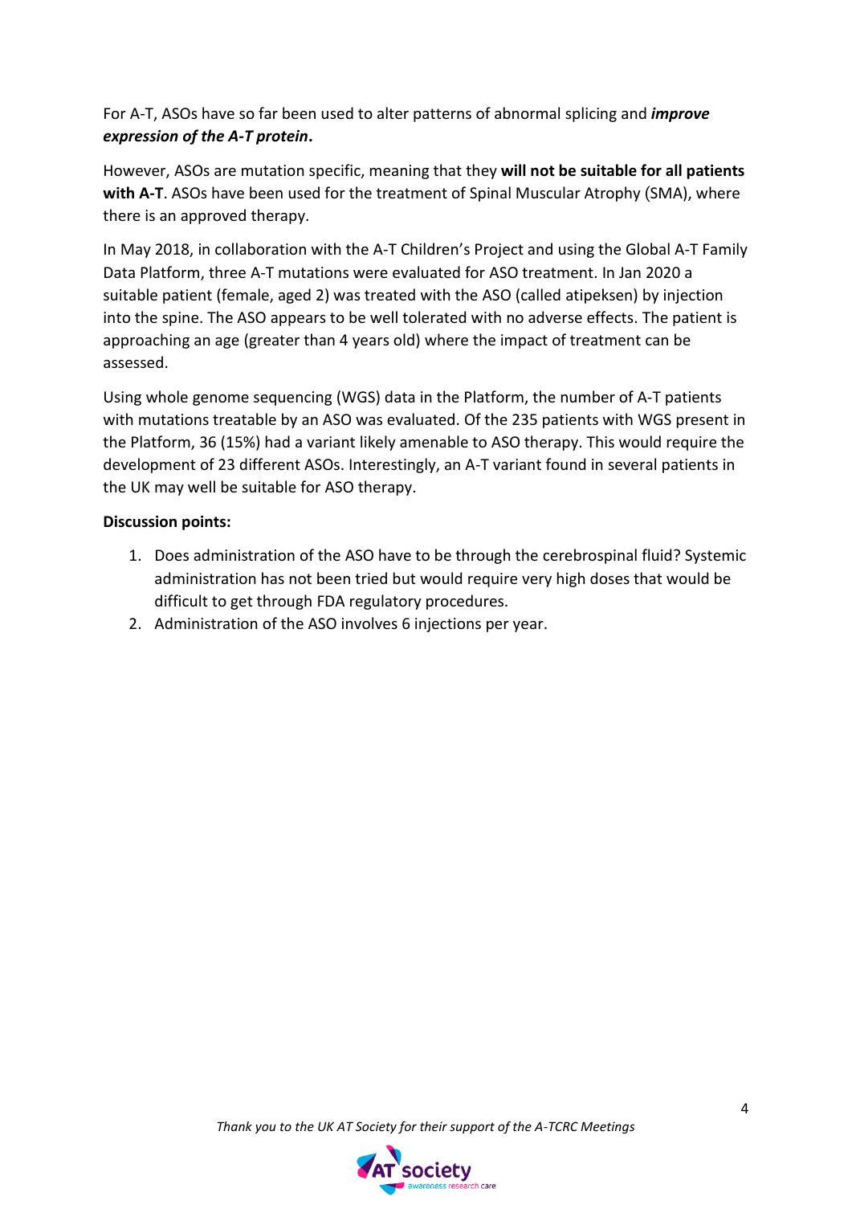For A-T, ASOs have so far been used to alter patterns of abnormal splicing and ***improve expression of the A-T protein*.**

However, ASOs are mutation specific, meaning that they **will not be suitable for all patients with A-T**. ASOs have been used for the treatment of Spinal Muscular Atrophy (SMA), where there is an approved therapy.

In May 2018, in collaboration with the A-T Children's Project and using the Global A-T Family Data Platform, three A-T mutations were evaluated for ASO treatment. In Jan 2020 a suitable patient (female, aged 2) was treated with the ASO (called atipeksen) by injection into the spine. The ASO appears to be well tolerated with no adverse effects. The patient is approaching an age (greater than 4 years old) where the impact of treatment can be assessed.

Using whole genome sequencing (WGS) data in the Platform, the number of A-T patients with mutations treatable by an ASO was evaluated. Of the 235 patients with WGS present in the Platform, 36 (15%) had a variant likely amenable to ASO therapy. This would require the development of 23 different ASOs. Interestingly, an A-T variant found in several patients in the UK may well be suitable for ASO therapy.

**Discussion points:**

1. Does administration of the ASO have to be through the cerebrospinal fluid? Systemic administration has not been tried but would require very high doses that would be difficult to get through FDA regulatory procedures.
2. Administration of the ASO involves 6 injections per year.

*Thank you to the UK AT Society for their support of the A-TCRC Meetings*